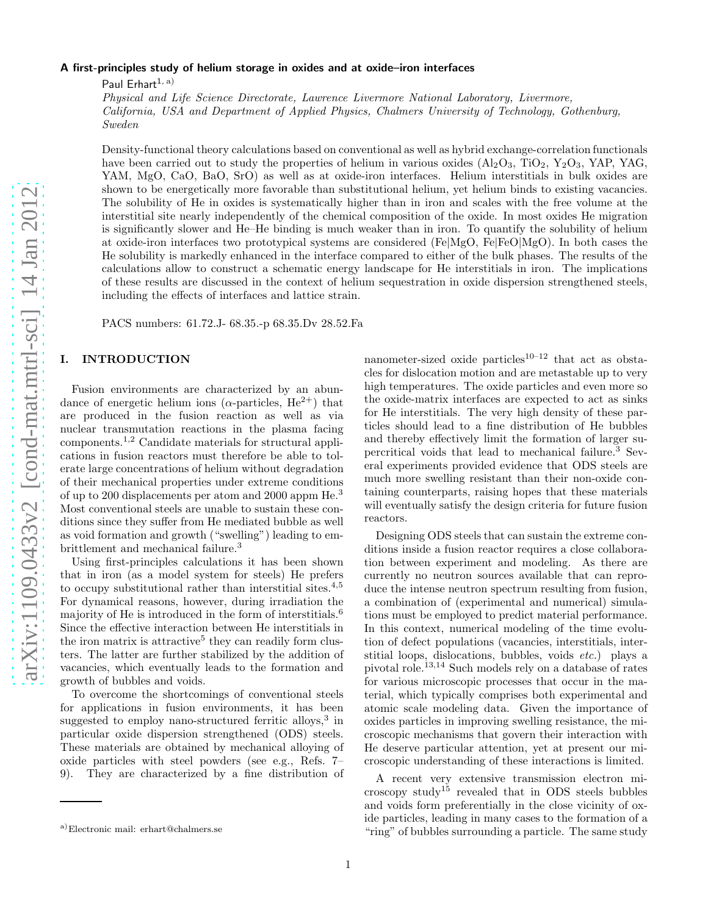# A first-principles study of helium storage in oxides and at oxide–iron interfaces

Paul Erhart[1, a)]

*Physical and Life Science Directorate, Lawrence Livermore National Laboratory, Livermore, California, USA and Department of Applied Physics, Chalmers University of Technology, Gothenburg, Sweden*

Density-functional theory calculations based on conventional as well as hybrid exchange-correlation functionals have been carried out to study the properties of helium in various oxides ($Al_2O_3$, $TiO_2$, $Y_2O_3$, YAP, YAG, YAM, MgO, CaO, BaO, SrO) as well as at oxide-iron interfaces. Helium interstitials in bulk oxides are shown to be energetically more favorable than substitutional helium, yet helium binds to existing vacancies. The solubility of He in oxides is systematically higher than in iron and scales with the free volume at the interstitial site nearly independently of the chemical composition of the oxide. In most oxides He migration is significantly slower and He–He binding is much weaker than in iron. To quantify the solubility of helium at oxide-iron interfaces two prototypical systems are considered (Fe|MgO, Fe|FeO|MgO). In both cases the He solubility is markedly enhanced in the interface compared to either of the bulk phases. The results of the calculations allow to construct a schematic energy landscape for He interstitials in iron. The implications of these results are discussed in the context of helium sequestration in oxide dispersion strengthened steels, including the effects of interfaces and lattice strain.

PACS numbers: 61.72.J- 68.35.-p 68.35.Dv 28.52.Fa

## I. INTRODUCTION

Fusion environments are characterized by an abundance of energetic helium ions ($\alpha$-particles, $He^{2+}$) that are produced in the fusion reaction as well as via nuclear transmutation reactions in the plasma facing components.[1,2] Candidate materials for structural applications in fusion reactors must therefore be able to tolerate large concentrations of helium without degradation of their mechanical properties under extreme conditions of up to 200 displacements per atom and 2000 appm He.[3] Most conventional steels are unable to sustain these conditions since they suffer from He mediated bubble as well as void formation and growth ("swelling") leading to embrittlement and mechanical failure.[3]

Using first-principles calculations it has been shown that in iron (as a model system for steels) He prefers to occupy substitutional rather than interstitial sites.[4,5] For dynamical reasons, however, during irradiation the majority of He is introduced in the form of interstitials.[6] Since the effective interaction between He interstitials in the iron matrix is attractive[5] they can readily form clusters. The latter are further stabilized by the addition of vacancies, which eventually leads to the formation and growth of bubbles and voids.

To overcome the shortcomings of conventional steels for applications in fusion environments, it has been suggested to employ nano-structured ferritic alloys,[3] in particular oxide dispersion strengthened (ODS) steels. These materials are obtained by mechanical alloying of oxide particles with steel powders (see e.g., Refs. 7–9). They are characterized by a fine distribution of nanometer-sized oxide particles[10–12] that act as obstacles for dislocation motion and are metastable up to very high temperatures. The oxide particles and even more so the oxide-matrix interfaces are expected to act as sinks for He interstitials. The very high density of these particles should lead to a fine distribution of He bubbles and thereby effectively limit the formation of larger supercritical voids that lead to mechanical failure.[3] Several experiments provided evidence that ODS steels are much more swelling resistant than their non-oxide containing counterparts, raising hopes that these materials will eventually satisfy the design criteria for future fusion reactors.

Designing ODS steels that can sustain the extreme conditions inside a fusion reactor requires a close collaboration between experiment and modeling. As there are currently no neutron sources available that can reproduce the intense neutron spectrum resulting from fusion, a combination of (experimental and numerical) simulations must be employed to predict material performance. In this context, numerical modeling of the time evolution of defect populations (vacancies, interstitials, interstitial loops, dislocations, bubbles, voids *etc.*) plays a pivotal role.[13,14] Such models rely on a database of rates for various microscopic processes that occur in the material, which typically comprises both experimental and atomic scale modeling data. Given the importance of oxides particles in improving swelling resistance, the microscopic mechanisms that govern their interaction with He deserve particular attention, yet at present our microscopic understanding of these interactions is limited.

A recent very extensive transmission electron microscopy study[15] revealed that in ODS steels bubbles and voids form preferentially in the close vicinity of oxide particles, leading in many cases to the formation of a "ring" of bubbles surrounding a particle. The same study

a) Electronic mail: erhart@chalmers.se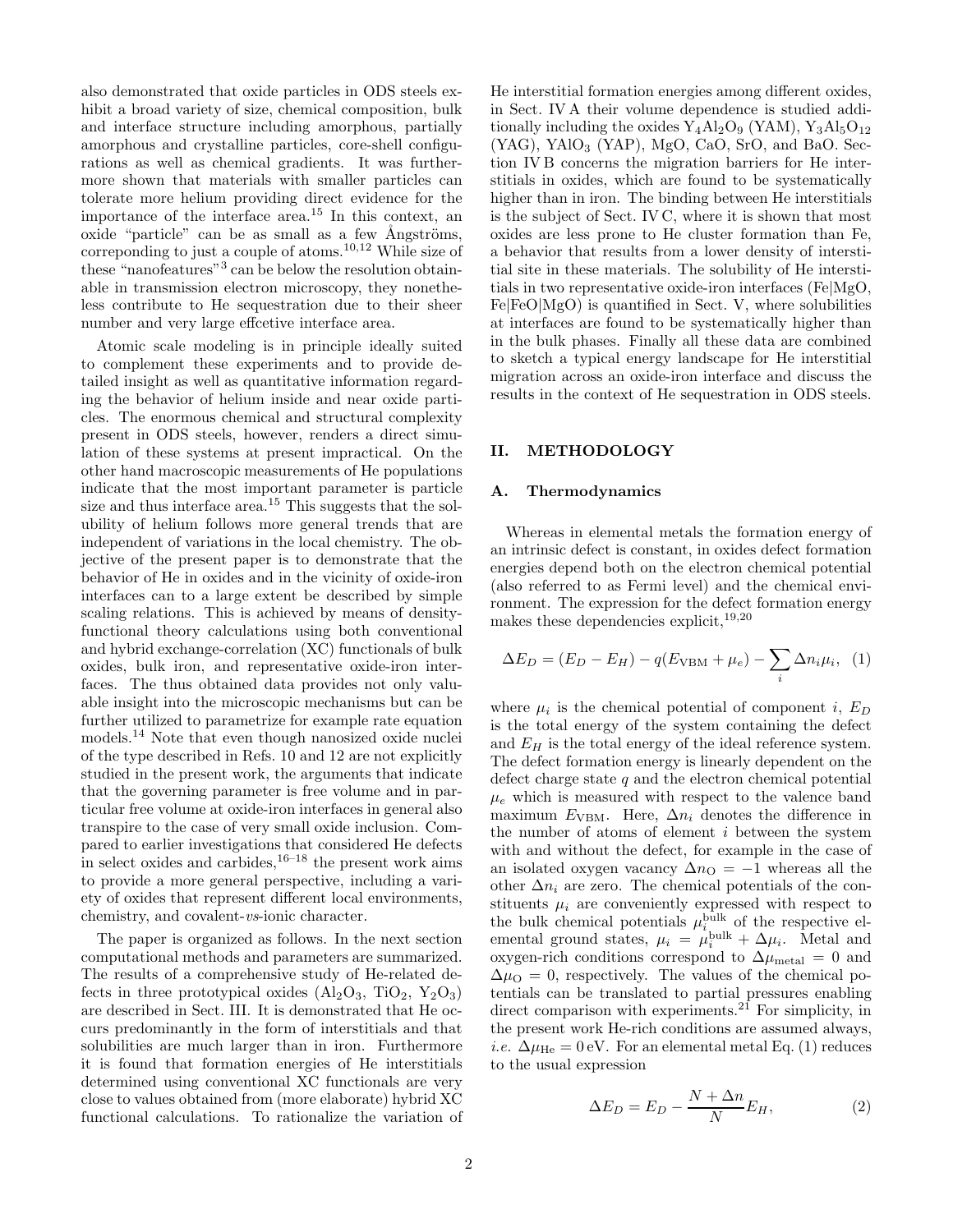also demonstrated that oxide particles in ODS steels exhibit a broad variety of size, chemical composition, bulk and interface structure including amorphous, partially amorphous and crystalline particles, core-shell configurations as well as chemical gradients. It was furthermore shown that materials with smaller particles can tolerate more helium providing direct evidence for the importance of the interface area.[15] In this context, an oxide "particle" can be as small as a few Ångströms, correponding to just a couple of atoms.[10,12] While size of these "nanofeatures"[3] can be below the resolution obtainable in transmission electron microscopy, they nonetheless contribute to He sequestration due to their sheer number and very large effcetive interface area.

Atomic scale modeling is in principle ideally suited to complement these experiments and to provide detailed insight as well as quantitative information regarding the behavior of helium inside and near oxide particles. The enormous chemical and structural complexity present in ODS steels, however, renders a direct simulation of these systems at present impractical. On the other hand macroscopic measurements of He populations indicate that the most important parameter is particle size and thus interface area.[15] This suggests that the solubility of helium follows more general trends that are independent of variations in the local chemistry. The objective of the present paper is to demonstrate that the behavior of He in oxides and in the vicinity of oxide-iron interfaces can to a large extent be described by simple scaling relations. This is achieved by means of density-functional theory calculations using both conventional and hybrid exchange-correlation (XC) functionals of bulk oxides, bulk iron, and representative oxide-iron interfaces. The thus obtained data provides not only valuable insight into the microscopic mechanisms but can be further utilized to parametrize for example rate equation models.[14] Note that even though nanosized oxide nuclei of the type described in Refs. 10 and 12 are not explicitly studied in the present work, the arguments that indicate that the governing parameter is free volume and in particular free volume at oxide-iron interfaces in general also transpire to the case of very small oxide inclusion. Compared to earlier investigations that considered He defects in select oxides and carbides,[16–18] the present work aims to provide a more general perspective, including a variety of oxides that represent different local environments, chemistry, and covalent-*vs*-ionic character.

The paper is organized as follows. In the next section computational methods and parameters are summarized. The results of a comprehensive study of He-related defects in three prototypical oxides ($Al_2O_3$, $TiO_2$, $Y_2O_3$) are described in Sect. III. It is demonstrated that He occurs predominantly in the form of interstitials and that solubilities are much larger than in iron. Furthermore it is found that formation energies of He interstitials determined using conventional XC functionals are very close to values obtained from (more elaborate) hybrid XC functional calculations. To rationalize the variation of He interstitial formation energies among different oxides, in Sect. IV A their volume dependence is studied additionally including the oxides $Y_4Al_2O_9$ (YAM), $Y_3Al_5O_{12}$ (YAG), $YAlO_3$ (YAP), MgO, CaO, SrO, and BaO. Section IV B concerns the migration barriers for He interstitials in oxides, which are found to be systematically higher than in iron. The binding between He interstitials is the subject of Sect. IV C, where it is shown that most oxides are less prone to He cluster formation than Fe, a behavior that results from a lower density of interstitial site in these materials. The solubility of He interstitials in two representative oxide-iron interfaces (Fe|MgO, Fe|FeO|MgO) is quantified in Sect. V, where solubilities at interfaces are found to be systematically higher than in the bulk phases. Finally all these data are combined to sketch a typical energy landscape for He interstitial migration across an oxide-iron interface and discuss the results in the context of He sequestration in ODS steels.

## II. METHODOLOGY

### A. Thermodynamics

Whereas in elemental metals the formation energy of an intrinsic defect is constant, in oxides defect formation energies depend both on the electron chemical potential (also referred to as Fermi level) and the chemical environment. The expression for the defect formation energy makes these dependencies explicit,[19,20]

$$\Delta E_D = (E_D - E_H) - q(E_{\text{VBM}} + \mu_e) - \sum_i \Delta n_i \mu_i, \quad (1)$$

where $\mu_i$ is the chemical potential of component $i$, $E_D$ is the total energy of the system containing the defect and $E_H$ is the total energy of the ideal reference system. The defect formation energy is linearly dependent on the defect charge state $q$ and the electron chemical potential $\mu_e$ which is measured with respect to the valence band maximum $E_{\text{VBM}}$. Here, $\Delta n_i$ denotes the difference in the number of atoms of element $i$ between the system with and without the defect, for example in the case of an isolated oxygen vacancy $\Delta n_{\text{O}} = -1$ whereas all the other $\Delta n_i$ are zero. The chemical potentials of the constituents $\mu_i$ are conveniently expressed with respect to the bulk chemical potentials $\mu_i^{\text{bulk}}$ of the respective elemental ground states, $\mu_i = \mu_i^{\text{bulk}} + \Delta\mu_i$. Metal and oxygen-rich conditions correspond to $\Delta\mu_{\text{metal}} = 0$ and $\Delta\mu_{\text{O}} = 0$, respectively. The values of the chemical potentials can be translated to partial pressures enabling direct comparison with experiments.[21] For simplicity, in the present work He-rich conditions are assumed always, *i.e.* $\Delta\mu_{\text{He}} = 0\,\text{eV}$. For an elemental metal Eq. (1) reduces to the usual expression

$$\Delta E_D = E_D - \frac{N + \Delta n}{N} E_H, \quad (2)$$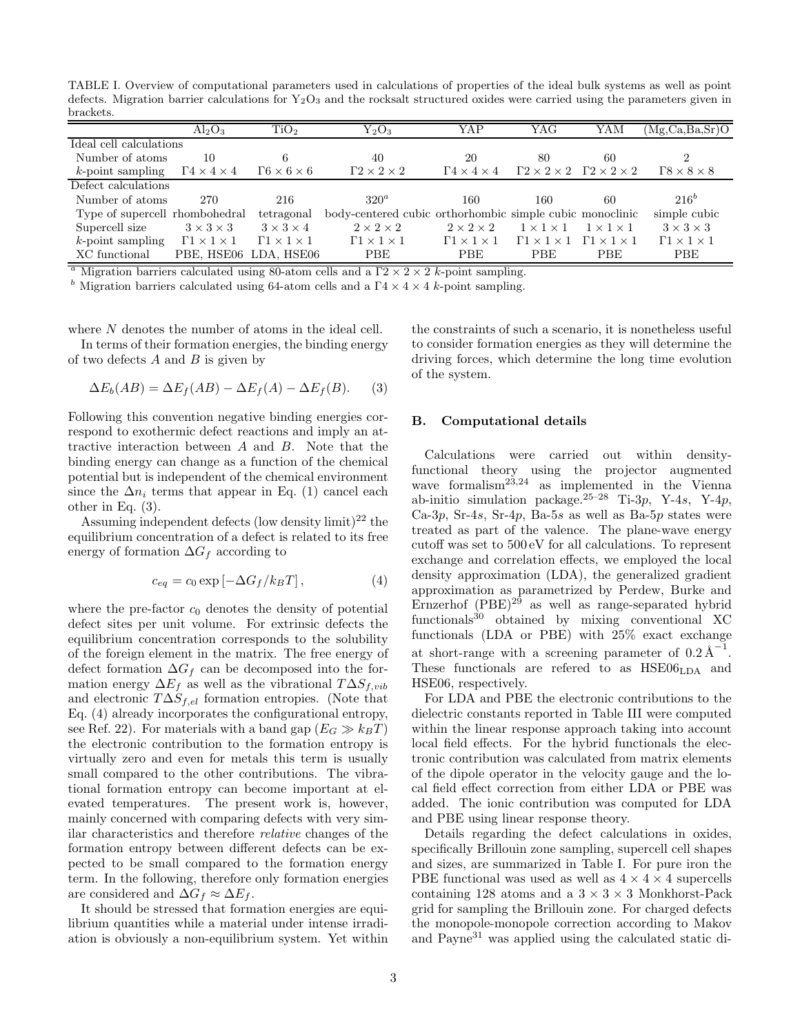TABLE I. Overview of computational parameters used in calculations of properties of the ideal bulk systems as well as point defects. Migration barrier calculations for $Y_2O_3$ and the rocksalt structured oxides were carried using the parameters given in brackets.

| | $Al_2O_3$ | $TiO_2$ | $Y_2O_3$ | YAP | YAG | YAM | (Mg,Ca,Ba,Sr)O |
|---|---|---|---|---|---|---|---|
| Ideal cell calculations | | | | | | | |
| Number of atoms | 10 | 6 | 40 | 20 | 80 | 60 | 2 |
| $k$-point sampling | $\Gamma 4\times4\times4$ | $\Gamma 6\times6\times6$ | $\Gamma 2\times2\times2$ | $\Gamma 4\times4\times4$ | $\Gamma 2\times2\times2$ | $\Gamma 2\times2\times2$ | $\Gamma 8\times8\times8$ |
| Defect calculations | | | | | | | |
| Number of atoms | 270 | 216 | 320[a] | 160 | 160 | 60 | 216[b] |
| Type of supercell | rhombohedral | tetragonal | body-centered cubic | orthorhombic | simple cubic | monoclinic | simple cubic |
| Supercell size | $3\times3\times3$ | $3\times3\times4$ | $2\times2\times2$ | $2\times2\times2$ | $1\times1\times1$ | $1\times1\times1$ | $3\times3\times3$ |
| $k$-point sampling | $\Gamma 1\times1\times1$ | $\Gamma 1\times1\times1$ | $\Gamma 1\times1\times1$ | $\Gamma 1\times1\times1$ | $\Gamma 1\times1\times1$ | $\Gamma 1\times1\times1$ | $\Gamma 1\times1\times1$ |
| XC functional | PBE, HSE06 | LDA, HSE06 | PBE | PBE | PBE | PBE | PBE |

[a] Migration barriers calculated using 80-atom cells and a $\Gamma 2\times2\times2$ $k$-point sampling.
[b] Migration barriers calculated using 64-atom cells and a $\Gamma 4\times4\times4$ $k$-point sampling.

where $N$ denotes the number of atoms in the ideal cell.

In terms of their formation energies, the binding energy of two defects $A$ and $B$ is given by

$$\Delta E_b(AB) = \Delta E_f(AB) - \Delta E_f(A) - \Delta E_f(B). \quad (3)$$

Following this convention negative binding energies correspond to exothermic defect reactions and imply an attractive interaction between $A$ and $B$. Note that the binding energy can change as a function of the chemical potential but is independent of the chemical environment since the $\Delta n_i$ terms that appear in Eq. (1) cancel each other in Eq. (3).

Assuming independent defects (low density limit)[22] the equilibrium concentration of a defect is related to its free energy of formation $\Delta G_f$ according to

$$c_{eq} = c_0 \exp\left[-\Delta G_f / k_B T\right], \quad (4)$$

where the pre-factor $c_0$ denotes the density of potential defect sites per unit volume. For extrinsic defects the equilibrium concentration corresponds to the solubility of the foreign element in the matrix. The free energy of defect formation $\Delta G_f$ can be decomposed into the formation energy $\Delta E_f$ as well as the vibrational $T\Delta S_{f,vib}$ and electronic $T\Delta S_{f,el}$ formation entropies. (Note that Eq. (4) already incorporates the configurational entropy, see Ref. 22). For materials with a band gap ($E_G \gg k_B T$) the electronic contribution to the formation entropy is virtually zero and even for metals this term is usually small compared to the other contributions. The vibrational formation entropy can become important at elevated temperatures. The present work is, however, mainly concerned with comparing defects with very similar characteristics and therefore *relative* changes of the formation entropy between different defects can be expected to be small compared to the formation energy term. In the following, therefore only formation energies are considered and $\Delta G_f \approx \Delta E_f$.

It should be stressed that formation energies are equilibrium quantities while a material under intense irradiation is obviously a non-equilibrium system. Yet within the constraints of such a scenario, it is nonetheless useful to consider formation energies as they will determine the driving forces, which determine the long time evolution of the system.

### B. Computational details

Calculations were carried out within density-functional theory using the projector augmented wave formalism[23,24] as implemented in the Vienna ab-initio simulation package.[25–28] Ti-3$p$, Y-4$s$, Y-4$p$, Ca-3$p$, Sr-4$s$, Sr-4$p$, Ba-5$s$ as well as Ba-5$p$ states were treated as part of the valence. The plane-wave energy cutoff was set to 500 eV for all calculations. To represent exchange and correlation effects, we employed the local density approximation (LDA), the generalized gradient approximation as parametrized by Perdew, Burke and Ernzerhof (PBE)[29] as well as range-separated hybrid functionals[30] obtained by mixing conventional XC functionals (LDA or PBE) with 25% exact exchange at short-range with a screening parameter of $0.2\,\text{Å}^{-1}$. These functionals are refered to as $\text{HSE06}_{\text{LDA}}$ and HSE06, respectively.

For LDA and PBE the electronic contributions to the dielectric constants reported in Table III were computed within the linear response approach taking into account local field effects. For the hybrid functionals the electronic contribution was calculated from matrix elements of the dipole operator in the velocity gauge and the local field effect correction from either LDA or PBE was added. The ionic contribution was computed for LDA and PBE using linear response theory.

Details regarding the defect calculations in oxides, specifically Brillouin zone sampling, supercell cell shapes and sizes, are summarized in Table I. For pure iron the PBE functional was used as well as $4\times4\times4$ supercells containing 128 atoms and a $3\times3\times3$ Monkhorst-Pack grid for sampling the Brillouin zone. For charged defects the monopole-monopole correction according to Makov and Payne[31] was applied using the calculated static di-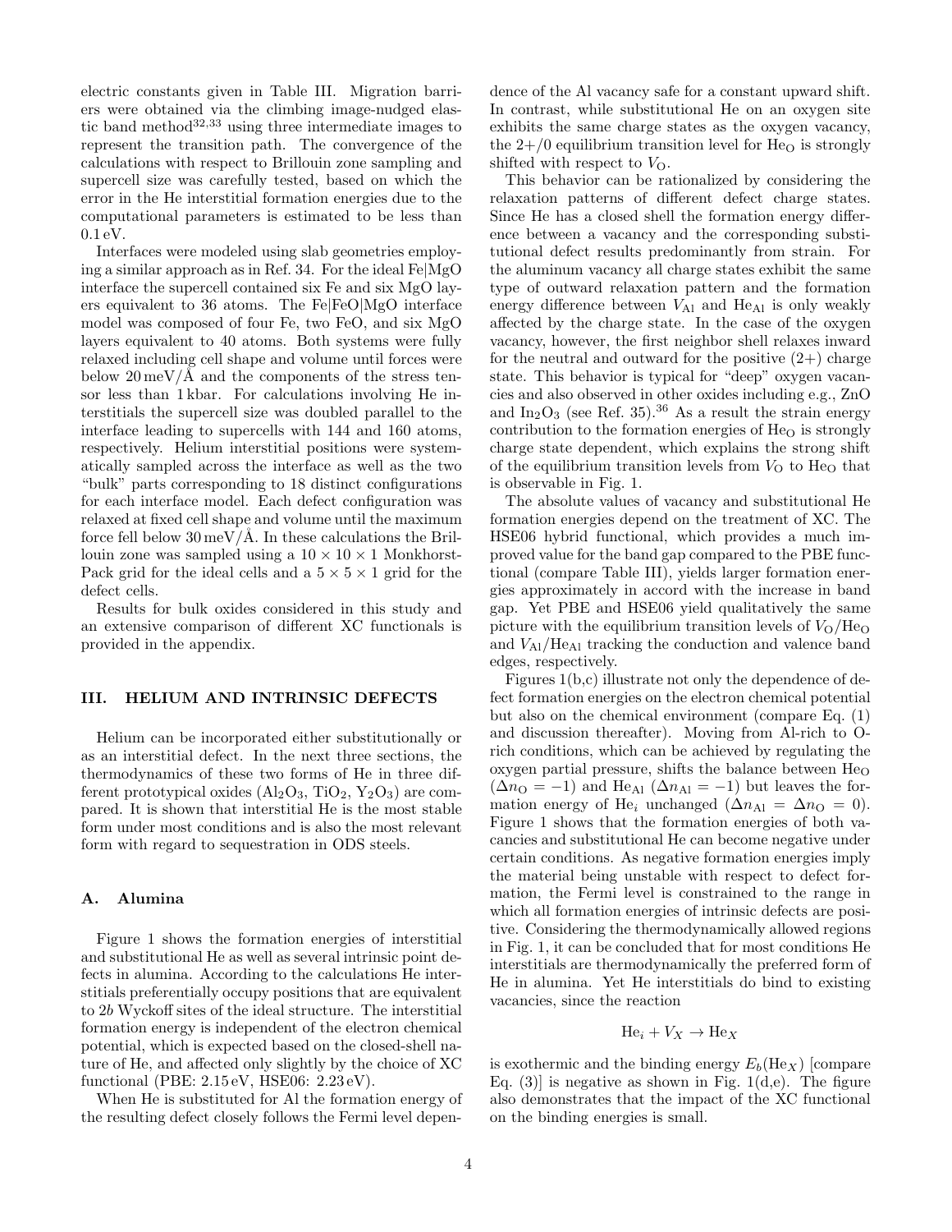electric constants given in Table III. Migration barriers were obtained via the climbing image-nudged elastic band method[32,33] using three intermediate images to represent the transition path. The convergence of the calculations with respect to Brillouin zone sampling and supercell size was carefully tested, based on which the error in the He interstitial formation energies due to the computational parameters is estimated to be less than 0.1 eV.

Interfaces were modeled using slab geometries employing a similar approach as in Ref. 34. For the ideal Fe|MgO interface the supercell contained six Fe and six MgO layers equivalent to 36 atoms. The Fe|FeO|MgO interface model was composed of four Fe, two FeO, and six MgO layers equivalent to 40 atoms. Both systems were fully relaxed including cell shape and volume until forces were below 20 meV/Å and the components of the stress tensor less than 1 kbar. For calculations involving He interstitials the supercell size was doubled parallel to the interface leading to supercells with 144 and 160 atoms, respectively. Helium interstitial positions were systematically sampled across the interface as well as the two "bulk" parts corresponding to 18 distinct configurations for each interface model. Each defect configuration was relaxed at fixed cell shape and volume until the maximum force fell below 30 meV/Å. In these calculations the Brillouin zone was sampled using a $10\times10\times1$ Monkhorst-Pack grid for the ideal cells and a $5\times5\times1$ grid for the defect cells.

Results for bulk oxides considered in this study and an extensive comparison of different XC functionals is provided in the appendix.

## III. HELIUM AND INTRINSIC DEFECTS

Helium can be incorporated either substitutionally or as an interstitial defect. In the next three sections, the thermodynamics of these two forms of He in three different prototypical oxides ($Al_2O_3$, $TiO_2$, $Y_2O_3$) are compared. It is shown that interstitial He is the most stable form under most conditions and is also the most relevant form with regard to sequestration in ODS steels.

### A. Alumina

Figure 1 shows the formation energies of interstitial and substitutional He as well as several intrinsic point defects in alumina. According to the calculations He interstitials preferentially occupy positions that are equivalent to 2*b* Wyckoff sites of the ideal structure. The interstitial formation energy is independent of the electron chemical potential, which is expected based on the closed-shell nature of He, and affected only slightly by the choice of XC functional (PBE: 2.15 eV, HSE06: 2.23 eV).

When He is substituted for Al the formation energy of the resulting defect closely follows the Fermi level dependence of the Al vacancy safe for a constant upward shift. In contrast, while substitutional He on an oxygen site exhibits the same charge states as the oxygen vacancy, the 2+/0 equilibrium transition level for $\mathrm{He_O}$ is strongly shifted with respect to $V_\mathrm{O}$.

This behavior can be rationalized by considering the relaxation patterns of different defect charge states. Since He has a closed shell the formation energy difference between a vacancy and the corresponding substitutional defect results predominantly from strain. For the aluminum vacancy all charge states exhibit the same type of outward relaxation pattern and the formation energy difference between $V_\mathrm{Al}$ and $\mathrm{He_{Al}}$ is only weakly affected by the charge state. In the case of the oxygen vacancy, however, the first neighbor shell relaxes inward for the neutral and outward for the positive (2+) charge state. This behavior is typical for "deep" oxygen vacancies and also observed in other oxides including e.g., ZnO and $In_2O_3$ (see Ref. 35).[36] As a result the strain energy contribution to the formation energies of $\mathrm{He_O}$ is strongly charge state dependent, which explains the strong shift of the equilibrium transition levels from $V_\mathrm{O}$ to $\mathrm{He_O}$ that is observable in Fig. 1.

The absolute values of vacancy and substitutional He formation energies depend on the treatment of XC. The HSE06 hybrid functional, which provides a much improved value for the band gap compared to the PBE functional (compare Table III), yields larger formation energies approximately in accord with the increase in band gap. Yet PBE and HSE06 yield qualitatively the same picture with the equilibrium transition levels of $V_\mathrm{O}/\mathrm{He_O}$ and $V_\mathrm{Al}/\mathrm{He_{Al}}$ tracking the conduction and valence band edges, respectively.

Figures 1(b,c) illustrate not only the dependence of defect formation energies on the electron chemical potential but also on the chemical environment (compare Eq. (1) and discussion thereafter). Moving from Al-rich to O-rich conditions, which can be achieved by regulating the oxygen partial pressure, shifts the balance between $\mathrm{He_O}$ ($\Delta n_\mathrm{O} = -1$) and $\mathrm{He_{Al}}$ ($\Delta n_\mathrm{Al} = -1$) but leaves the formation energy of $\mathrm{He}_i$ unchanged ($\Delta n_\mathrm{Al} = \Delta n_\mathrm{O} = 0$). Figure 1 shows that the formation energies of both vacancies and substitutional He can become negative under certain conditions. As negative formation energies imply the material being unstable with respect to defect formation, the Fermi level is constrained to the range in which all formation energies of intrinsic defects are positive. Considering the thermodynamically allowed regions in Fig. 1, it can be concluded that for most conditions He interstitials are thermodynamically the preferred form of He in alumina. Yet He interstitials do bind to existing vacancies, since the reaction

$$\mathrm{He}_i + V_X \rightarrow \mathrm{He}_X$$

is exothermic and the binding energy $E_b(\mathrm{He}_X)$ [compare Eq. (3)] is negative as shown in Fig. 1(d,e). The figure also demonstrates that the impact of the XC functional on the binding energies is small.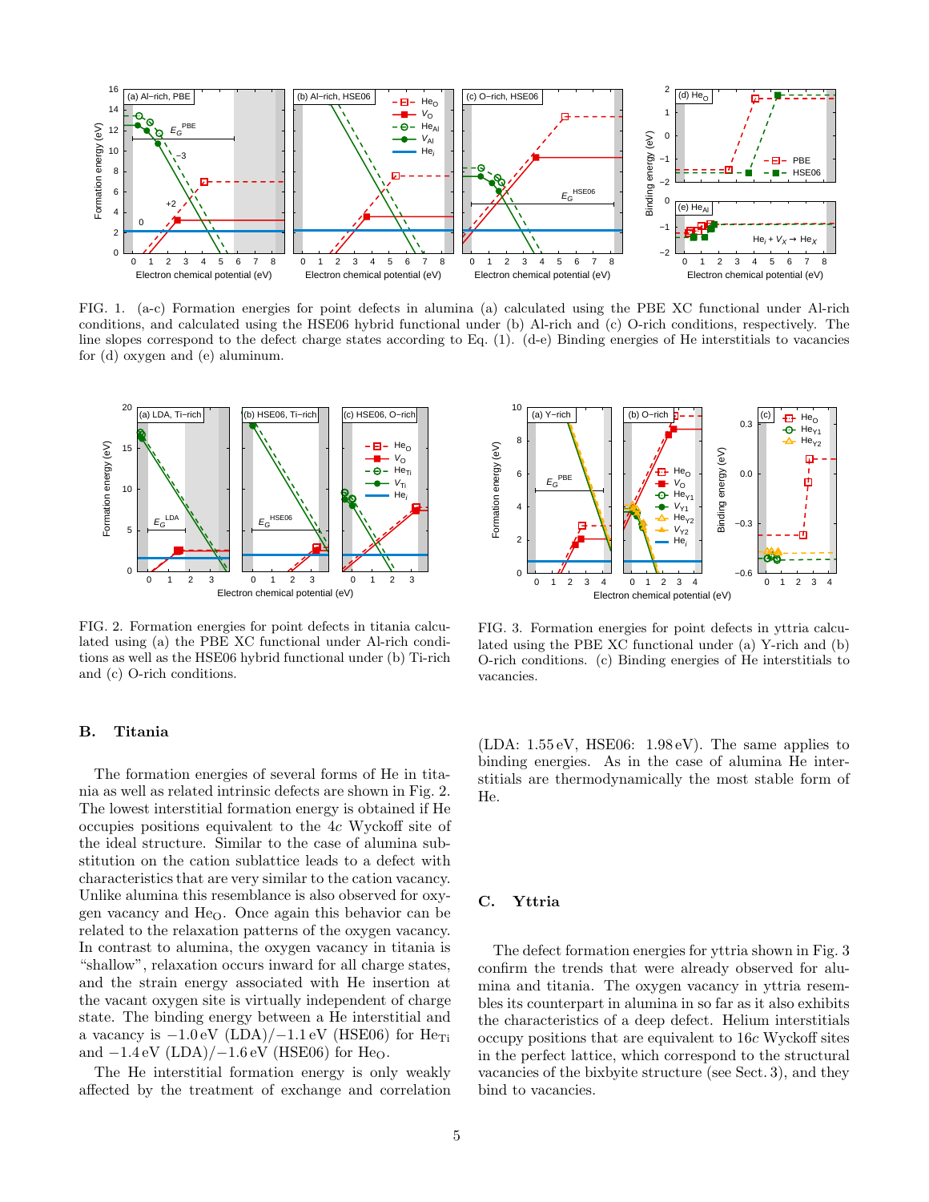FIG. 1. (a-c) Formation energies for point defects in alumina (a) calculated using the PBE XC functional under Al-rich conditions, and calculated using the HSE06 hybrid functional under (b) Al-rich and (c) O-rich conditions, respectively. The line slopes correspond to the defect charge states according to Eq. (1). (d-e) Binding energies of He interstitials to vacancies for (d) oxygen and (e) aluminum.

FIG. 2. Formation energies for point defects in titania calculated using (a) the PBE XC functional under Al-rich conditions as well as the HSE06 hybrid functional under (b) Ti-rich and (c) O-rich conditions.

FIG. 3. Formation energies for point defects in yttria calculated using the PBE XC functional under (a) Y-rich and (b) O-rich conditions. (c) Binding energies of He interstitials to vacancies.

## B. Titania

The formation energies of several forms of He in titania as well as related intrinsic defects are shown in Fig. 2. The lowest interstitial formation energy is obtained if He occupies positions equivalent to the $4c$ Wyckoff site of the ideal structure. Similar to the case of alumina substitution on the cation sublattice leads to a defect with characteristics that are very similar to the cation vacancy. Unlike alumina this resemblance is also observed for oxygen vacancy and $He_O$. Once again this behavior can be related to the relaxation patterns of the oxygen vacancy. In contrast to alumina, the oxygen vacancy in titania is "shallow", relaxation occurs inward for all charge states, and the strain energy associated with He insertion at the vacant oxygen site is virtually independent of charge state. The binding energy between a He interstitial and a vacancy is $-1.0$ eV (LDA)/$-1.1$ eV (HSE06) for $He_{Ti}$ and $-1.4$ eV (LDA)/$-1.6$ eV (HSE06) for $He_O$.

The He interstitial formation energy is only weakly affected by the treatment of exchange and correlation (LDA: 1.55 eV, HSE06: 1.98 eV). The same applies to binding energies. As in the case of alumina He interstitials are thermodynamically the most stable form of He.

## C. Yttria

The defect formation energies for yttria shown in Fig. 3 confirm the trends that were already observed for alumina and titania. The oxygen vacancy in yttria resembles its counterpart in alumina in so far as it also exhibits the characteristics of a deep defect. Helium interstitials occupy positions that are equivalent to $16c$ Wyckoff sites in the perfect lattice, which correspond to the structural vacancies of the bixbyite structure (see Sect. 3), and they bind to vacancies.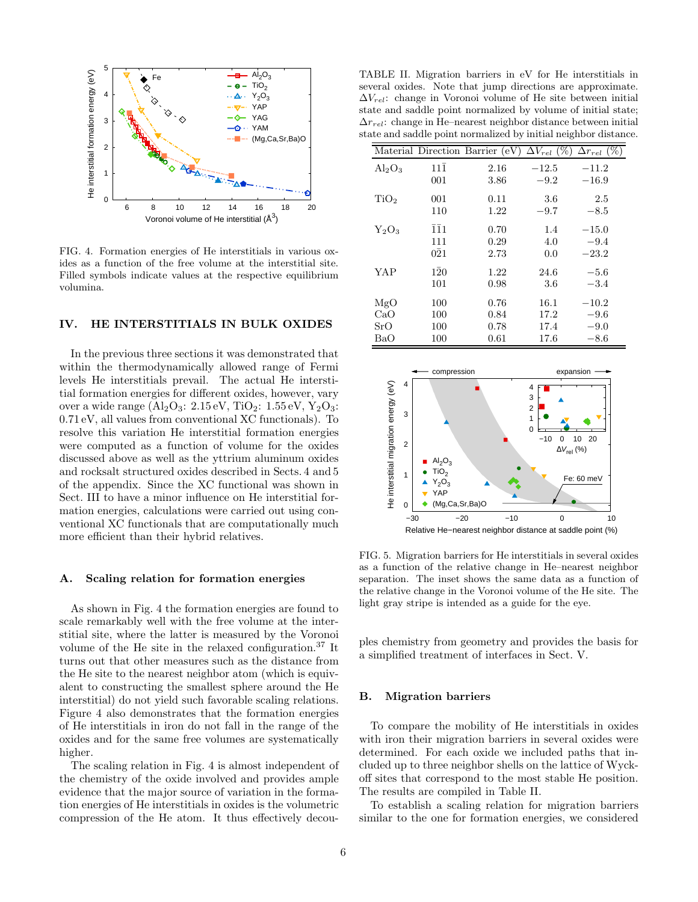FIG. 4. Formation energies of He interstitials in various oxides as a function of the free volume at the interstitial site. Filled symbols indicate values at the respective equilibrium volumina.

## IV. HE INTERSTITIALS IN BULK OXIDES

In the previous three sections it was demonstrated that within the thermodynamically allowed range of Fermi levels He interstitials prevail. The actual He interstitial formation energies for different oxides, however, vary over a wide range ($Al_2O_3$: 2.15 eV, $TiO_2$: 1.55 eV, $Y_2O_3$: 0.71 eV, all values from conventional XC functionals). To resolve this variation He interstitial formation energies were computed as a function of volume for the oxides discussed above as well as the yttrium aluminum oxides and rocksalt structured oxides described in Sects. 4 and 5 of the appendix. Since the XC functional was shown in Sect. III to have a minor influence on He interstitial formation energies, calculations were carried out using conventional XC functionals that are computationally much more efficient than their hybrid relatives.

### A. Scaling relation for formation energies

As shown in Fig. 4 the formation energies are found to scale remarkably well with the free volume at the interstitial site, where the latter is measured by the Voronoi volume of the He site in the relaxed configuration.[37] It turns out that other measures such as the distance from the He site to the nearest neighbor atom (which is equivalent to constructing the smallest sphere around the He interstitial) do not yield such favorable scaling relations. Figure 4 also demonstrates that the formation energies of He interstitials in iron do not fall in the range of the oxides and for the same free volumes are systematically higher.

The scaling relation in Fig. 4 is almost independent of the chemistry of the oxide involved and provides ample evidence that the major source of variation in the formation energies of He interstitials in oxides is the volumetric compression of the He atom. It thus effectively decouples chemistry from geometry and provides the basis for a simplified treatment of interfaces in Sect. V.

TABLE II. Migration barriers in eV for He interstitials in several oxides. Note that jump directions are approximate. $\Delta V_{rel}$: change in Voronoi volume of He site between initial state and saddle point normalized by volume of initial state; $\Delta r_{rel}$: change in He–nearest neighbor distance between initial state and saddle point normalized by initial neighbor distance.

| Material | Direction | Barrier (eV) | $\Delta V_{rel}$ (%) | $\Delta r_{rel}$ (%) |
|---|---|---|---|---|
| $Al_2O_3$ | $11\bar{1}$ | 2.16 | −12.5 | −11.2 |
| | 001 | 3.86 | −9.2 | −16.9 |
| $TiO_2$ | 001 | 0.11 | 3.6 | 2.5 |
| | 110 | 1.22 | −9.7 | −8.5 |
| $Y_2O_3$ | $\bar{1}\bar{1}1$ | 0.70 | 1.4 | −15.0 |
| | 111 | 0.29 | 4.0 | −9.4 |
| | $0\bar{2}1$ | 2.73 | 0.0 | −23.2 |
| YAP | $1\bar{2}0$ | 1.22 | 24.6 | −5.6 |
| | 101 | 0.98 | 3.6 | −3.4 |
| MgO | 100 | 0.76 | 16.1 | −10.2 |
| CaO | 100 | 0.84 | 17.2 | −9.6 |
| SrO | 100 | 0.78 | 17.4 | −9.0 |
| BaO | 100 | 0.61 | 17.6 | −8.6 |

FIG. 5. Migration barriers for He interstitials in several oxides as a function of the relative change in He–nearest neighbor separation. The inset shows the same data as a function of the relative change in the Voronoi volume of the He site. The light gray stripe is intended as a guide for the eye.

### B. Migration barriers

To compare the mobility of He interstitials in oxides with iron their migration barriers in several oxides were determined. For each oxide we included paths that included up to three neighbor shells on the lattice of Wyckoff sites that correspond to the most stable He position. The results are compiled in Table II.

To establish a scaling relation for migration barriers similar to the one for formation energies, we considered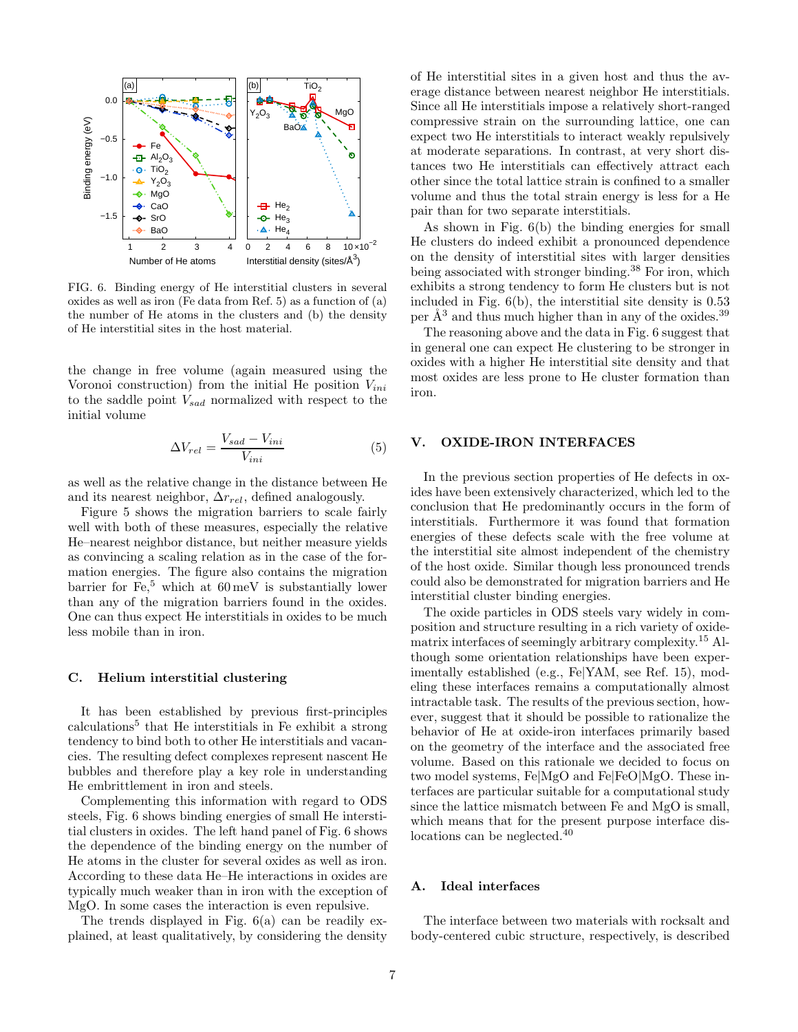FIG. 6. Binding energy of He interstitial clusters in several oxides as well as iron (Fe data from Ref. 5) as a function of (a) the number of He atoms in the clusters and (b) the density of He interstitial sites in the host material.

the change in free volume (again measured using the Voronoi construction) from the initial He position $V_{ini}$ to the saddle point $V_{sad}$ normalized with respect to the initial volume

$$\Delta V_{rel} = \frac{V_{sad} - V_{ini}}{V_{ini}} \tag{5}$$

as well as the relative change in the distance between He and its nearest neighbor, $\Delta r_{rel}$, defined analogously.

Figure 5 shows the migration barriers to scale fairly well with both of these measures, especially the relative He–nearest neighbor distance, but neither measure yields as convincing a scaling relation as in the case of the formation energies. The figure also contains the migration barrier for Fe,[5] which at 60 meV is substantially lower than any of the migration barriers found in the oxides. One can thus expect He interstitials in oxides to be much less mobile than in iron.

### C. Helium interstitial clustering

It has been established by previous first-principles calculations[5] that He interstitials in Fe exhibit a strong tendency to bind both to other He interstitials and vacancies. The resulting defect complexes represent nascent He bubbles and therefore play a key role in understanding He embrittlement in iron and steels.

Complementing this information with regard to ODS steels, Fig. 6 shows binding energies of small He interstitial clusters in oxides. The left hand panel of Fig. 6 shows the dependence of the binding energy on the number of He atoms in the cluster for several oxides as well as iron. According to these data He–He interactions in oxides are typically much weaker than in iron with the exception of MgO. In some cases the interaction is even repulsive.

The trends displayed in Fig. 6(a) can be readily explained, at least qualitatively, by considering the density of He interstitial sites in a given host and thus the average distance between nearest neighbor He interstitials. Since all He interstitials impose a relatively short-ranged compressive strain on the surrounding lattice, one can expect two He interstitials to interact weakly repulsively at moderate separations. In contrast, at very short distances two He interstitials can effectively attract each other since the total lattice strain is confined to a smaller volume and thus the total strain energy is less for a He pair than for two separate interstitials.

As shown in Fig. 6(b) the binding energies for small He clusters do indeed exhibit a pronounced dependence on the density of interstitial sites with larger densities being associated with stronger binding.[38] For iron, which exhibits a strong tendency to form He clusters but is not included in Fig. 6(b), the interstitial site density is 0.53 per Å$^3$ and thus much higher than in any of the oxides.[39]

The reasoning above and the data in Fig. 6 suggest that in general one can expect He clustering to be stronger in oxides with a higher He interstitial site density and that most oxides are less prone to He cluster formation than iron.

## V. OXIDE-IRON INTERFACES

In the previous section properties of He defects in oxides have been extensively characterized, which led to the conclusion that He predominantly occurs in the form of interstitials. Furthermore it was found that formation energies of these defects scale with the free volume at the interstitial site almost independent of the chemistry of the host oxide. Similar though less pronounced trends could also be demonstrated for migration barriers and He interstitial cluster binding energies.

The oxide particles in ODS steels vary widely in composition and structure resulting in a rich variety of oxide-matrix interfaces of seemingly arbitrary complexity.[15] Although some orientation relationships have been experimentally established (e.g., Fe|YAM, see Ref. 15), modeling these interfaces remains a computationally almost intractable task. The results of the previous section, however, suggest that it should be possible to rationalize the behavior of He at oxide-iron interfaces primarily based on the geometry of the interface and the associated free volume. Based on this rationale we decided to focus on two model systems, Fe|MgO and Fe|FeO|MgO. These interfaces are particular suitable for a computational study since the lattice mismatch between Fe and MgO is small, which means that for the present purpose interface dislocations can be neglected.[40]

### A. Ideal interfaces

The interface between two materials with rocksalt and body-centered cubic structure, respectively, is described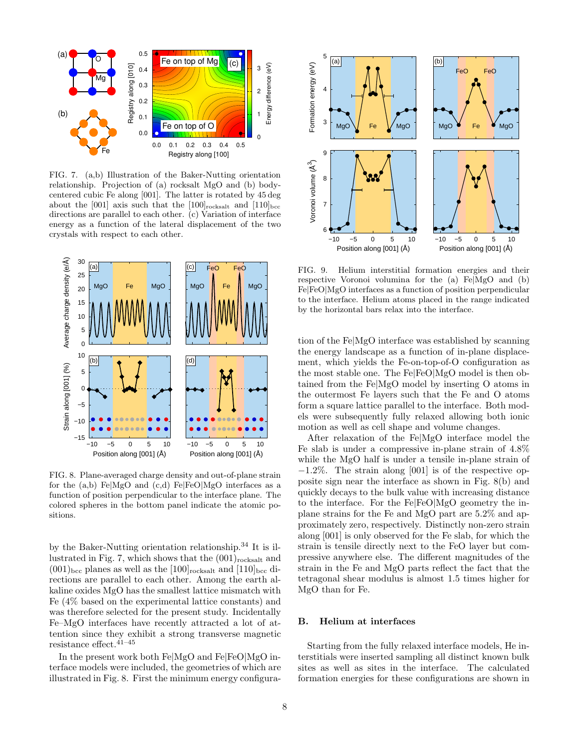FIG. 7. (a,b) Illustration of the Baker-Nutting orientation relationship. Projection of (a) rocksalt MgO and (b) body-centered cubic Fe along [001]. The latter is rotated by 45 deg about the [001] axis such that the $[100]_{\mathrm{rocksalt}}$ and $[110]_{\mathrm{bcc}}$ directions are parallel to each other. (c) Variation of interface energy as a function of the lateral displacement of the two crystals with respect to each other.

FIG. 8. Plane-averaged charge density and out-of-plane strain for the (a,b) Fe|MgO and (c,d) Fe|FeO|MgO interfaces as a function of position perpendicular to the interface plane. The colored spheres in the bottom panel indicate the atomic positions.

by the Baker-Nutting orientation relationship.[34] It is illustrated in Fig. 7, which shows that the $(001)_{\mathrm{rocksalt}}$ and $(001)_{\mathrm{bcc}}$ planes as well as the $[100]_{\mathrm{rocksalt}}$ and $[110]_{\mathrm{bcc}}$ directions are parallel to each other. Among the earth alkaline oxides MgO has the smallest lattice mismatch with Fe (4% based on the experimental lattice constants) and was therefore selected for the present study. Incidentally Fe–MgO interfaces have recently attracted a lot of attention since they exhibit a strong transverse magnetic resistance effect.[41–45]

In the present work both Fe|MgO and Fe|FeO|MgO interface models were included, the geometries of which are illustrated in Fig. 8. First the minimum energy configuration of the Fe|MgO interface was established by scanning the energy landscape as a function of in-plane displacement, which yields the Fe-on-top-of-O configuration as the most stable one. The Fe|FeO|MgO model is then obtained from the Fe|MgO model by inserting O atoms in the outermost Fe layers such that the Fe and O atoms form a square lattice parallel to the interface. Both models were subsequently fully relaxed allowing both ionic motion as well as cell shape and volume changes.

After relaxation of the Fe|MgO interface model the Fe slab is under a compressive in-plane strain of 4.8% while the MgO half is under a tensile in-plane strain of −1.2%. The strain along [001] is of the respective opposite sign near the interface as shown in Fig. 8(b) and quickly decays to the bulk value with increasing distance to the interface. For the Fe|FeO|MgO geometry the in-plane strains for the Fe and MgO part are 5.2% and approximately zero, respectively. Distinctly non-zero strain along [001] is only observed for the Fe slab, for which the strain is tensile directly next to the FeO layer but compressive anywhere else. The different magnitudes of the strain in the Fe and MgO parts reflect the fact that the tetragonal shear modulus is almost 1.5 times higher for MgO than for Fe.

FIG. 9. Helium interstitial formation energies and their respective Voronoi volumina for the (a) Fe|MgO and (b) Fe|FeO|MgO interfaces as a function of position perpendicular to the interface. Helium atoms placed in the range indicated by the horizontal bars relax into the interface.

## B. Helium at interfaces

Starting from the fully relaxed interface models, He interstitials were inserted sampling all distinct known bulk sites as well as sites in the interface. The calculated formation energies for these configurations are shown in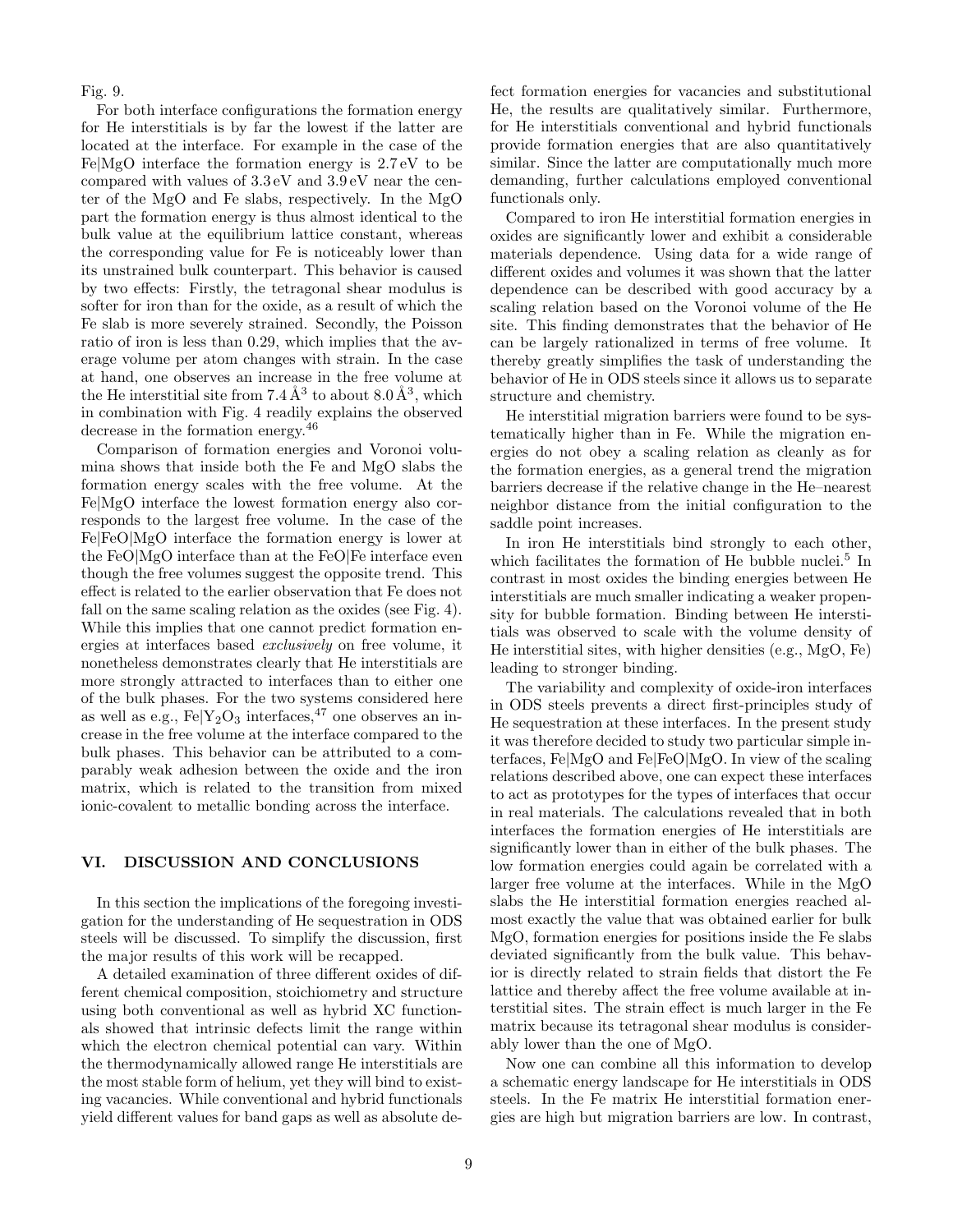Fig. 9.

For both interface configurations the formation energy for He interstitials is by far the lowest if the latter are located at the interface. For example in the case of the Fe|MgO interface the formation energy is 2.7 eV to be compared with values of 3.3 eV and 3.9 eV near the center of the MgO and Fe slabs, respectively. In the MgO part the formation energy is thus almost identical to the bulk value at the equilibrium lattice constant, whereas the corresponding value for Fe is noticeably lower than its unstrained bulk counterpart. This behavior is caused by two effects: Firstly, the tetragonal shear modulus is softer for iron than for the oxide, as a result of which the Fe slab is more severely strained. Secondly, the Poisson ratio of iron is less than 0.29, which implies that the average volume per atom changes with strain. In the case at hand, one observes an increase in the free volume at the He interstitial site from 7.4 Å$^3$ to about 8.0 Å$^3$, which in combination with Fig. 4 readily explains the observed decrease in the formation energy.[46]

Comparison of formation energies and Voronoi volumina shows that inside both the Fe and MgO slabs the formation energy scales with the free volume. At the Fe|MgO interface the lowest formation energy also corresponds to the largest free volume. In the case of the Fe|FeO|MgO interface the formation energy is lower at the FeO|MgO interface than at the FeO|Fe interface even though the free volumes suggest the opposite trend. This effect is related to the earlier observation that Fe does not fall on the same scaling relation as the oxides (see Fig. 4). While this implies that one cannot predict formation energies at interfaces based *exclusively* on free volume, it nonetheless demonstrates clearly that He interstitials are more strongly attracted to interfaces than to either one of the bulk phases. For the two systems considered here as well as e.g., Fe|$Y_2O_3$ interfaces,[47] one observes an increase in the free volume at the interface compared to the bulk phases. This behavior can be attributed to a comparably weak adhesion between the oxide and the iron matrix, which is related to the transition from mixed ionic-covalent to metallic bonding across the interface.

## VI. DISCUSSION AND CONCLUSIONS

In this section the implications of the foregoing investigation for the understanding of He sequestration in ODS steels will be discussed. To simplify the discussion, first the major results of this work will be recapped.

A detailed examination of three different oxides of different chemical composition, stoichiometry and structure using both conventional as well as hybrid XC functionals showed that intrinsic defects limit the range within which the electron chemical potential can vary. Within the thermodynamically allowed range He interstitials are the most stable form of helium, yet they will bind to existing vacancies. While conventional and hybrid functionals yield different values for band gaps as well as absolute defect formation energies for vacancies and substitutional He, the results are qualitatively similar. Furthermore, for He interstitials conventional and hybrid functionals provide formation energies that are also quantitatively similar. Since the latter are computationally much more demanding, further calculations employed conventional functionals only.

Compared to iron He interstitial formation energies in oxides are significantly lower and exhibit a considerable materials dependence. Using data for a wide range of different oxides and volumes it was shown that the latter dependence can be described with good accuracy by a scaling relation based on the Voronoi volume of the He site. This finding demonstrates that the behavior of He can be largely rationalized in terms of free volume. It thereby greatly simplifies the task of understanding the behavior of He in ODS steels since it allows us to separate structure and chemistry.

He interstitial migration barriers were found to be systematically higher than in Fe. While the migration energies do not obey a scaling relation as cleanly as for the formation energies, as a general trend the migration barriers decrease if the relative change in the He–nearest neighbor distance from the initial configuration to the saddle point increases.

In iron He interstitials bind strongly to each other, which facilitates the formation of He bubble nuclei.[5] In contrast in most oxides the binding energies between He interstitials are much smaller indicating a weaker propensity for bubble formation. Binding between He interstitials was observed to scale with the volume density of He interstitial sites, with higher densities (e.g., MgO, Fe) leading to stronger binding.

The variability and complexity of oxide-iron interfaces in ODS steels prevents a direct first-principles study of He sequestration at these interfaces. In the present study it was therefore decided to study two particular simple interfaces, Fe|MgO and Fe|FeO|MgO. In view of the scaling relations described above, one can expect these interfaces to act as prototypes for the types of interfaces that occur in real materials. The calculations revealed that in both interfaces the formation energies of He interstitials are significantly lower than in either of the bulk phases. The low formation energies could again be correlated with a larger free volume at the interfaces. While in the MgO slabs the He interstitial formation energies reached almost exactly the value that was obtained earlier for bulk MgO, formation energies for positions inside the Fe slabs deviated significantly from the bulk value. This behavior is directly related to strain fields that distort the Fe lattice and thereby affect the free volume available at interstitial sites. The strain effect is much larger in the Fe matrix because its tetragonal shear modulus is considerably lower than the one of MgO.

Now one can combine all this information to develop a schematic energy landscape for He interstitials in ODS steels. In the Fe matrix He interstitial formation energies are high but migration barriers are low. In contrast,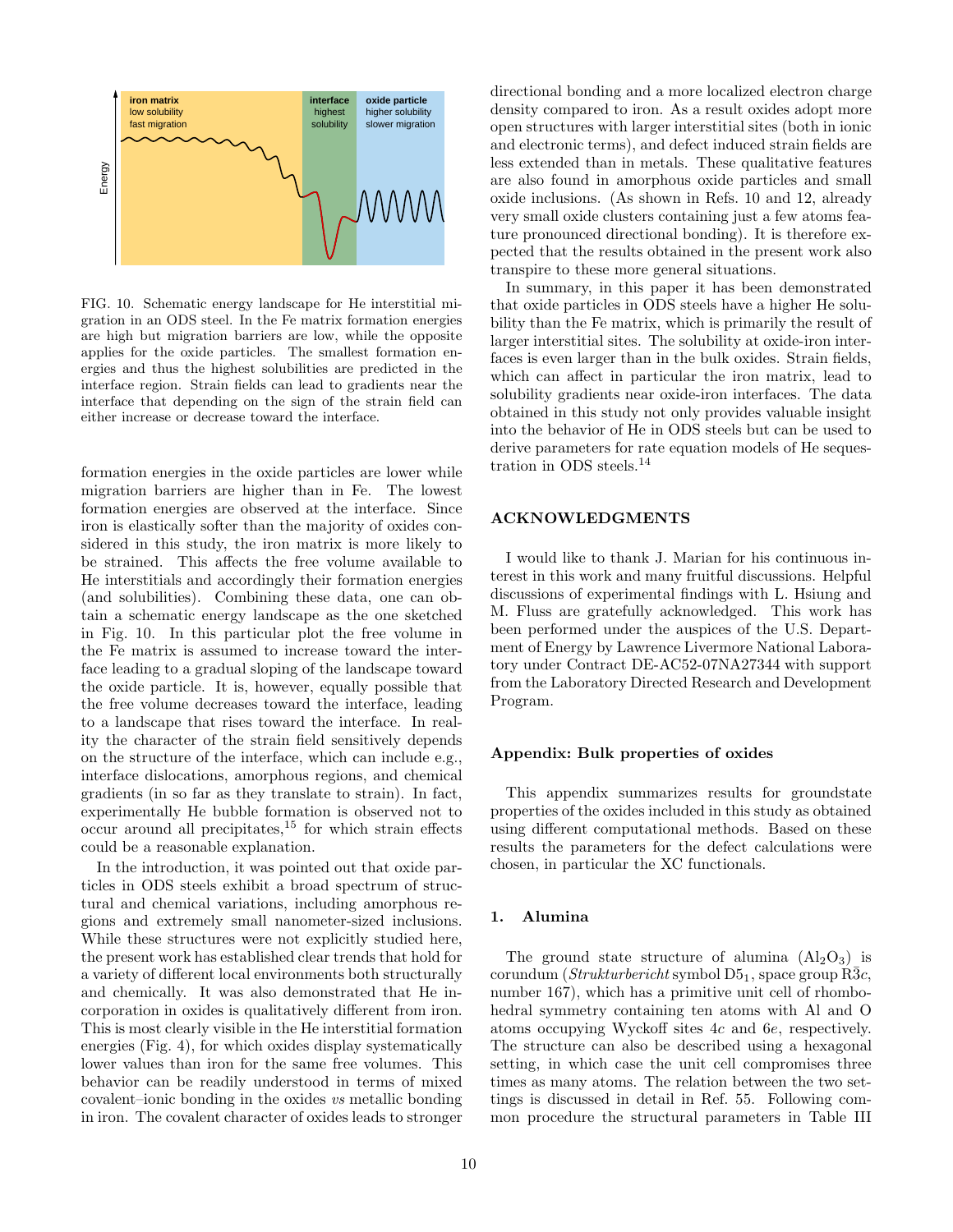FIG. 10. Schematic energy landscape for He interstitial migration in an ODS steel. In the Fe matrix formation energies are high but migration barriers are low, while the opposite applies for the oxide particles. The smallest formation energies and thus the highest solubilities are predicted in the interface region. Strain fields can lead to gradients near the interface that depending on the sign of the strain field can either increase or decrease toward the interface.

formation energies in the oxide particles are lower while migration barriers are higher than in Fe. The lowest formation energies are observed at the interface. Since iron is elastically softer than the majority of oxides considered in this study, the iron matrix is more likely to be strained. This affects the free volume available to He interstitials and accordingly their formation energies (and solubilities). Combining these data, one can obtain a schematic energy landscape as the one sketched in Fig. 10. In this particular plot the free volume in the Fe matrix is assumed to increase toward the interface leading to a gradual sloping of the landscape toward the oxide particle. It is, however, equally possible that the free volume decreases toward the interface, leading to a landscape that rises toward the interface. In reality the character of the strain field sensitively depends on the structure of the interface, which can include e.g., interface dislocations, amorphous regions, and chemical gradients (in so far as they translate to strain). In fact, experimentally He bubble formation is observed not to occur around all precipitates,[15] for which strain effects could be a reasonable explanation.

In the introduction, it was pointed out that oxide particles in ODS steels exhibit a broad spectrum of structural and chemical variations, including amorphous regions and extremely small nanometer-sized inclusions. While these structures were not explicitly studied here, the present work has established clear trends that hold for a variety of different local environments both structurally and chemically. It was also demonstrated that He incorporation in oxides is qualitatively different from iron. This is most clearly visible in the He interstitial formation energies (Fig. 4), for which oxides display systematically lower values than iron for the same free volumes. This behavior can be readily understood in terms of mixed covalent–ionic bonding in the oxides *vs* metallic bonding in iron. The covalent character of oxides leads to stronger directional bonding and a more localized electron charge density compared to iron. As a result oxides adopt more open structures with larger interstitial sites (both in ionic and electronic terms), and defect induced strain fields are less extended than in metals. These qualitative features are also found in amorphous oxide particles and small oxide inclusions. (As shown in Refs. 10 and 12, already very small oxide clusters containing just a few atoms feature pronounced directional bonding). It is therefore expected that the results obtained in the present work also transpire to these more general situations.

In summary, in this paper it has been demonstrated that oxide particles in ODS steels have a higher He solubility than the Fe matrix, which is primarily the result of larger interstitial sites. The solubility at oxide-iron interfaces is even larger than in the bulk oxides. Strain fields, which can affect in particular the iron matrix, lead to solubility gradients near oxide-iron interfaces. The data obtained in this study not only provides valuable insight into the behavior of He in ODS steels but can be used to derive parameters for rate equation models of He sequestration in ODS steels.[14]

## ACKNOWLEDGMENTS

I would like to thank J. Marian for his continuous interest in this work and many fruitful discussions. Helpful discussions of experimental findings with L. Hsiung and M. Fluss are gratefully acknowledged. This work has been performed under the auspices of the U.S. Department of Energy by Lawrence Livermore National Laboratory under Contract DE-AC52-07NA27344 with support from the Laboratory Directed Research and Development Program.

### Appendix: Bulk properties of oxides

This appendix summarizes results for groundstate properties of the oxides included in this study as obtained using different computational methods. Based on these results the parameters for the defect calculations were chosen, in particular the XC functionals.

#### 1. Alumina

The ground state structure of alumina ($Al_2O_3$) is corundum (*Strukturbericht* symbol $D5_1$, space group $R\bar{3}c$, number 167), which has a primitive unit cell of rhombohedral symmetry containing ten atoms with Al and O atoms occupying Wyckoff sites $4c$ and $6e$, respectively. The structure can also be described using a hexagonal setting, in which case the unit cell compromises three times as many atoms. The relation between the two settings is discussed in detail in Ref. 55. Following common procedure the structural parameters in Table III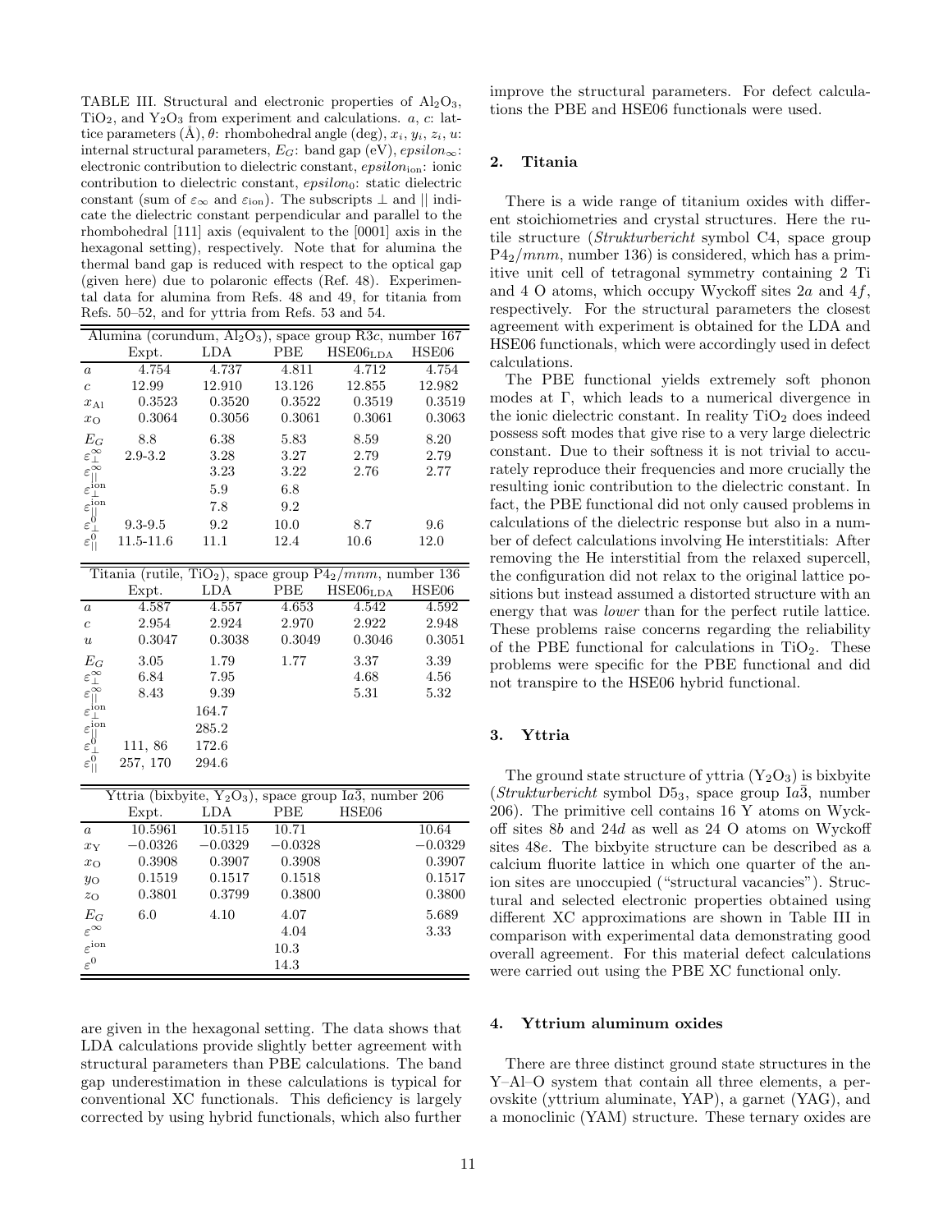TABLE III. Structural and electronic properties of $Al_2O_3$, $TiO_2$, and $Y_2O_3$ from experiment and calculations. $a$, $c$: lattice parameters (Å), $\theta$: rhombohedral angle (deg), $x_i$, $y_i$, $z_i$, $u$: internal structural parameters, $E_G$: band gap (eV), $epsilon_\infty$: electronic contribution to dielectric constant, $epsilon_{\text{ion}}$: ionic contribution to dielectric constant, $epsilon_0$: static dielectric constant (sum of $\varepsilon_\infty$ and $\varepsilon_{\text{ion}}$). The subscripts $\perp$ and $||$ indicate the dielectric constant perpendicular and parallel to the rhombohedral [111] axis (equivalent to the [0001] axis in the hexagonal setting), respectively. Note that for alumina the thermal band gap is reduced with respect to the optical gap (given here) due to polaronic effects (Ref. 48). Experimental data for alumina from Refs. 48 and 49, for titania from Refs. 50–52, and for yttria from Refs. 53 and 54.

| Alumina (corundum, $Al_2O_3$), space group $R\bar{3}c$, number 167 | | | | | |
|---|---|---|---|---|---|
| | Expt. | LDA | PBE | $\text{HSE06}_{\text{LDA}}$ | HSE06 |
| $a$ | 4.754 | 4.737 | 4.811 | 4.712 | 4.754 |
| $c$ | 12.99 | 12.910 | 13.126 | 12.855 | 12.982 |
| $x_{\text{Al}}$ | 0.3523 | 0.3520 | 0.3522 | 0.3519 | 0.3519 |
| $x_{\text{O}}$ | 0.3064 | 0.3056 | 0.3061 | 0.3061 | 0.3063 |
| $E_G$ | 8.8 | 6.38 | 5.83 | 8.59 | 8.20 |
| $\varepsilon^\infty_\perp$ | 2.9-3.2 | 3.28 | 3.27 | 2.79 | 2.79 |
| $\varepsilon^\infty_{\|\|}$ | | 3.23 | 3.22 | 2.76 | 2.77 |
| $\varepsilon^{\text{ion}}_\perp$ | | 5.9 | 6.8 | | |
| $\varepsilon^{\text{ion}}_{\|\|}$ | | 7.8 | 9.2 | | |
| $\varepsilon^0_\perp$ | 9.3-9.5 | 9.2 | 10.0 | 8.7 | 9.6 |
| $\varepsilon^0_{\|\|}$ | 11.5-11.6 | 11.1 | 12.4 | 10.6 | 12.0 |

| Titania (rutile, $TiO_2$), space group $P4_2/mnm$, number 136 | | | | | |
|---|---|---|---|---|---|
| | Expt. | LDA | PBE | $\text{HSE06}_{\text{LDA}}$ | HSE06 |
| $a$ | 4.587 | 4.557 | 4.653 | 4.542 | 4.592 |
| $c$ | 2.954 | 2.924 | 2.970 | 2.922 | 2.948 |
| $u$ | 0.3047 | 0.3038 | 0.3049 | 0.3046 | 0.3051 |
| $E_G$ | 3.05 | 1.79 | 1.77 | 3.37 | 3.39 |
| $\varepsilon^\infty_\perp$ | 6.84 | 7.95 | | 4.68 | 4.56 |
| $\varepsilon^\infty_{\|\|}$ | 8.43 | 9.39 | | 5.31 | 5.32 |
| $\varepsilon^{\text{ion}}_\perp$ | | 164.7 | | | |
| $\varepsilon^{\text{ion}}_{\|\|}$ | | 285.2 | | | |
| $\varepsilon^0_\perp$ | 111, 86 | 172.6 | | | |
| $\varepsilon^0_{\|\|}$ | 257, 170 | 294.6 | | | |

| Yttria (bixbyite, $Y_2O_3$), space group $Ia\bar{3}$, number 206 | | | | |
|---|---|---|---|---|
| | Expt. | LDA | PBE | HSE06 |
| $a$ | 10.5961 | 10.5115 | 10.71 | 10.64 |
| $x_{\text{Y}}$ | −0.0326 | −0.0329 | −0.0328 | −0.0329 |
| $x_{\text{O}}$ | 0.3908 | 0.3907 | 0.3908 | 0.3907 |
| $y_{\text{O}}$ | 0.1519 | 0.1517 | 0.1518 | 0.1517 |
| $z_{\text{O}}$ | 0.3801 | 0.3799 | 0.3800 | 0.3800 |
| $E_G$ | 6.0 | 4.10 | 4.07 | 5.689 |
| $\varepsilon^\infty$ | | | 4.04 | 3.33 |
| $\varepsilon^{\text{ion}}$ | | | 10.3 | |
| $\varepsilon^0$ | | | 14.3 | |

are given in the hexagonal setting. The data shows that LDA calculations provide slightly better agreement with structural parameters than PBE calculations. The band gap underestimation in these calculations is typical for conventional XC functionals. This deficiency is largely corrected by using hybrid functionals, which also further improve the structural parameters. For defect calculations the PBE and HSE06 functionals were used.

#### 2. Titania

There is a wide range of titanium oxides with different stoichiometries and crystal structures. Here the rutile structure (*Strukturbericht* symbol C4, space group $P4_2/mnm$, number 136) is considered, which has a primitive unit cell of tetragonal symmetry containing 2 Ti and 4 O atoms, which occupy Wyckoff sites $2a$ and $4f$, respectively. For the structural parameters the closest agreement with experiment is obtained for the LDA and HSE06 functionals, which were accordingly used in defect calculations.

The PBE functional yields extremely soft phonon modes at Γ, which leads to a numerical divergence in the ionic dielectric constant. In reality $TiO_2$ does indeed possess soft modes that give rise to a very large dielectric constant. Due to their softness it is not trivial to accurately reproduce their frequencies and more crucially the resulting ionic contribution to the dielectric constant. In fact, the PBE functional did not only caused problems in calculations of the dielectric response but also in a number of defect calculations involving He interstitials: After removing the He interstitial from the relaxed supercell, the configuration did not relax to the original lattice positions but instead assumed a distorted structure with an energy that was *lower* than for the perfect rutile lattice. These problems raise concerns regarding the reliability of the PBE functional for calculations in $TiO_2$. These problems were specific for the PBE functional and did not transpire to the HSE06 hybrid functional.

#### 3. Yttria

The ground state structure of yttria ($Y_2O_3$) is bixbyite (*Strukturbericht* symbol $D5_3$, space group $Ia\bar{3}$, number 206). The primitive cell contains 16 Y atoms on Wyckoff sites $8b$ and $24d$ as well as 24 O atoms on Wyckoff sites $48e$. The bixbyite structure can be described as a calcium fluorite lattice in which one quarter of the anion sites are unoccupied ("structural vacancies"). Structural and selected electronic properties obtained using different XC approximations are shown in Table III in comparison with experimental data demonstrating good overall agreement. For this material defect calculations were carried out using the PBE XC functional only.

#### 4. Yttrium aluminum oxides

There are three distinct ground state structures in the Y–Al–O system that contain all three elements, a perovskite (yttrium aluminate, YAP), a garnet (YAG), and a monoclinic (YAM) structure. These ternary oxides are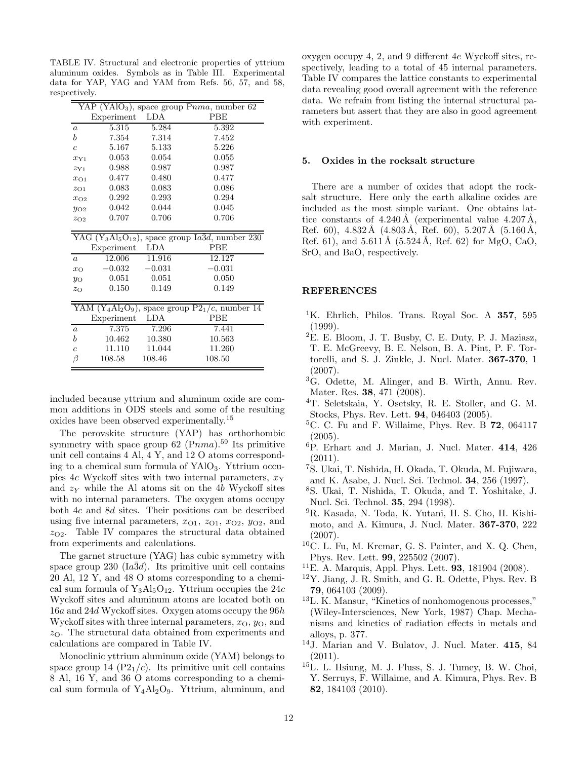TABLE IV. Structural and electronic properties of yttrium aluminum oxides. Symbols as in Table III. Experimental data for YAP, YAG and YAM from Refs. 56, 57, and 58, respectively.

| YAP ($YAlO_3$), space group P$nma$, number 62 | | | |
|---|---|---|---|
| | Experiment | LDA | PBE |
| $a$ | 5.315 | 5.284 | 5.392 |
| $b$ | 7.354 | 7.314 | 7.452 |
| $c$ | 5.167 | 5.133 | 5.226 |
| $x_{Y1}$ | 0.053 | 0.054 | 0.055 |
| $z_{Y1}$ | 0.988 | 0.987 | 0.987 |
| $x_{O1}$ | 0.477 | 0.480 | 0.477 |
| $z_{O1}$ | 0.083 | 0.083 | 0.086 |
| $x_{O2}$ | 0.292 | 0.293 | 0.294 |
| $y_{O2}$ | 0.042 | 0.044 | 0.045 |
| $z_{O2}$ | 0.707 | 0.706 | 0.706 |

| YAG ($Y_3Al_5O_{12}$), space group Ia$\bar{3}d$, number 230 | | | |
|---|---|---|---|
| | Experiment | LDA | PBE |
| $a$ | 12.006 | 11.916 | 12.127 |
| $x_O$ | −0.032 | −0.031 | −0.031 |
| $y_O$ | 0.051 | 0.051 | 0.050 |
| $z_O$ | 0.150 | 0.149 | 0.149 |

| YAM ($Y_4Al_2O_9$), space group P$2_1/c$, number 14 | | | |
|---|---|---|---|
| | Experiment | LDA | PBE |
| $a$ | 7.375 | 7.296 | 7.441 |
| $b$ | 10.462 | 10.380 | 10.563 |
| $c$ | 11.110 | 11.044 | 11.260 |
| $\beta$ | 108.58 | 108.46 | 108.50 |

included because yttrium and aluminum oxide are common additions in ODS steels and some of the resulting oxides have been observed experimentally.[15]

The perovskite structure (YAP) has orthorhombic symmetry with space group 62 (P$nma$).[59] Its primitive unit cell contains 4 Al, 4 Y, and 12 O atoms corresponding to a chemical sum formula of $YAlO_3$. Yttrium occupies 4$c$ Wyckoff sites with two internal parameters, $x_Y$ and $z_Y$ while the Al atoms sit on the 4$b$ Wyckoff sites with no internal parameters. The oxygen atoms occupy both 4$c$ and 8$d$ sites. Their positions can be described using five internal parameters, $x_{O1}$, $z_{O1}$, $x_{O2}$, $y_{O2}$, and $z_{O2}$. Table IV compares the structural data obtained from experiments and calculations.

The garnet structure (YAG) has cubic symmetry with space group 230 (Ia$\bar{3}d$). Its primitive unit cell contains 20 Al, 12 Y, and 48 O atoms corresponding to a chemical sum formula of $Y_3Al_5O_{12}$. Yttrium occupies the 24$c$ Wyckoff sites and aluminum atoms are located both on 16$a$ and 24$d$ Wyckoff sites. Oxygen atoms occupy the 96$h$ Wyckoff sites with three internal parameters, $x_O$, $y_O$, and $z_O$. The structural data obtained from experiments and calculations are compared in Table IV.

Monoclinic yttrium aluminum oxide (YAM) belongs to space group 14 (P$2_1/c$). Its primitive unit cell contains 8 Al, 16 Y, and 36 O atoms corresponding to a chemical sum formula of $Y_4Al_2O_9$. Yttrium, aluminum, and oxygen occupy 4, 2, and 9 different 4$e$ Wyckoff sites, respectively, leading to a total of 45 internal parameters. Table IV compares the lattice constants to experimental data revealing good overall agreement with the reference data. We refrain from listing the internal structural parameters but assert that they are also in good agreement with experiment.

### 5. Oxides in the rocksalt structure

There are a number of oxides that adopt the rocksalt structure. Here only the earth alkaline oxides are included as the most simple variant. One obtains lattice constants of 4.240 Å (experimental value 4.207 Å, Ref. 60), 4.832 Å (4.803 Å, Ref. 60), 5.207 Å (5.160 Å, Ref. 61), and 5.611 Å (5.524 Å, Ref. 62) for MgO, CaO, SrO, and BaO, respectively.

## REFERENCES

[1] K. Ehrlich, Philos. Trans. Royal Soc. A **357**, 595 (1999).

[2] E. E. Bloom, J. T. Busby, C. E. Duty, P. J. Maziasz, T. E. McGreevy, B. E. Nelson, B. A. Pint, P. F. Tortorelli, and S. J. Zinkle, J. Nucl. Mater. **367-370**, 1 (2007).

[3] G. Odette, M. Alinger, and B. Wirth, Annu. Rev. Mater. Res. **38**, 471 (2008).

[4] T. Seletskaia, Y. Osetsky, R. E. Stoller, and G. M. Stocks, Phys. Rev. Lett. **94**, 046403 (2005).

[5] C. C. Fu and F. Willaime, Phys. Rev. B **72**, 064117 (2005).

[6] P. Erhart and J. Marian, J. Nucl. Mater. **414**, 426 (2011).

[7] S. Ukai, T. Nishida, H. Okada, T. Okuda, M. Fujiwara, and K. Asabe, J. Nucl. Sci. Technol. **34**, 256 (1997).

[8] S. Ukai, T. Nishida, T. Okuda, and T. Yoshitake, J. Nucl. Sci. Technol. **35**, 294 (1998).

[9] R. Kasada, N. Toda, K. Yutani, H. S. Cho, H. Kishimoto, and A. Kimura, J. Nucl. Mater. **367-370**, 222 (2007).

[10] C. L. Fu, M. Krcmar, G. S. Painter, and X. Q. Chen, Phys. Rev. Lett. **99**, 225502 (2007).

[11] E. A. Marquis, Appl. Phys. Lett. **93**, 181904 (2008).

[12] Y. Jiang, J. R. Smith, and G. R. Odette, Phys. Rev. B **79**, 064103 (2009).

[13] L. K. Mansur, "Kinetics of nonhomogenous processes," (Wiley-Intersciences, New York, 1987) Chap. Mechanisms and kinetics of radiation effects in metals and alloys, p. 377.

[14] J. Marian and V. Bulatov, J. Nucl. Mater. **415**, 84 (2011).

[15] L. L. Hsiung, M. J. Fluss, S. J. Tumey, B. W. Choi, Y. Serruys, F. Willaime, and A. Kimura, Phys. Rev. B **82**, 184103 (2010).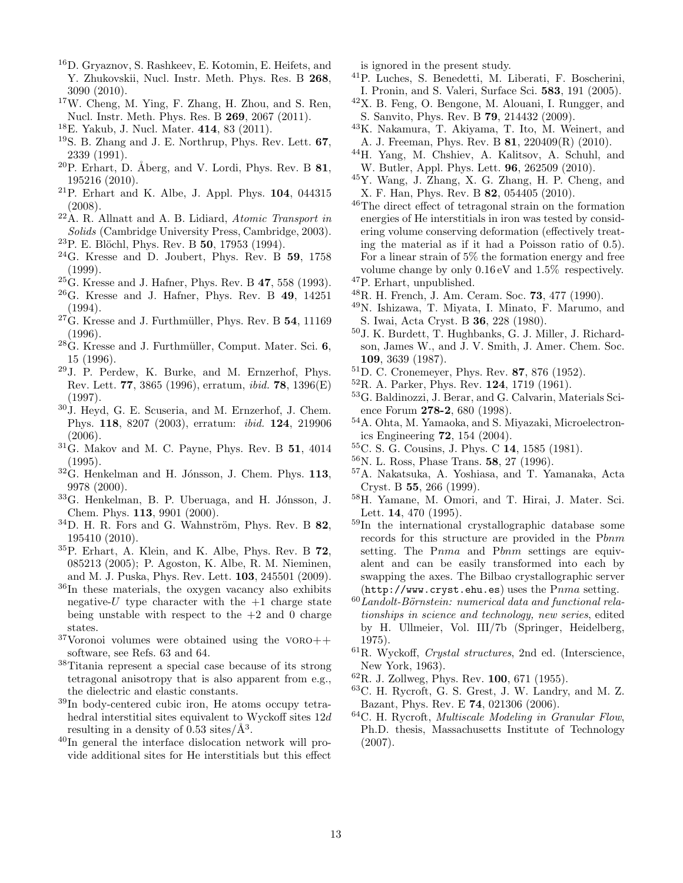[16]D. Gryaznov, S. Rashkeev, E. Kotomin, E. Heifets, and Y. Zhukovskii, Nucl. Instr. Meth. Phys. Res. B **268**, 3090 (2010).

[17]W. Cheng, M. Ying, F. Zhang, H. Zhou, and S. Ren, Nucl. Instr. Meth. Phys. Res. B **269**, 2067 (2011).

[18]E. Yakub, J. Nucl. Mater. **414**, 83 (2011).

[19]S. B. Zhang and J. E. Northrup, Phys. Rev. Lett. **67**, 2339 (1991).

[20]P. Erhart, D. Åberg, and V. Lordi, Phys. Rev. B **81**, 195216 (2010).

[21]P. Erhart and K. Albe, J. Appl. Phys. **104**, 044315 (2008).

[22]A. R. Allnatt and A. B. Lidiard, *Atomic Transport in Solids* (Cambridge University Press, Cambridge, 2003).

[23]P. E. Blöchl, Phys. Rev. B **50**, 17953 (1994).

[24]G. Kresse and D. Joubert, Phys. Rev. B **59**, 1758 (1999).

[25]G. Kresse and J. Hafner, Phys. Rev. B **47**, 558 (1993).

[26]G. Kresse and J. Hafner, Phys. Rev. B **49**, 14251 (1994).

[27]G. Kresse and J. Furthmüller, Phys. Rev. B **54**, 11169 (1996).

[28]G. Kresse and J. Furthmüller, Comput. Mater. Sci. **6**, 15 (1996).

[29]J. P. Perdew, K. Burke, and M. Ernzerhof, Phys. Rev. Lett. **77**, 3865 (1996), erratum, *ibid.* **78**, 1396(E) (1997).

[30]J. Heyd, G. E. Scuseria, and M. Ernzerhof, J. Chem. Phys. **118**, 8207 (2003), erratum: *ibid.* **124**, 219906 (2006).

[31]G. Makov and M. C. Payne, Phys. Rev. B **51**, 4014 (1995).

[32]G. Henkelman and H. Jónsson, J. Chem. Phys. **113**, 9978 (2000).

[33]G. Henkelman, B. P. Uberuaga, and H. Jónsson, J. Chem. Phys. **113**, 9901 (2000).

[34]D. H. R. Fors and G. Wahnström, Phys. Rev. B **82**, 195410 (2010).

[35]P. Erhart, A. Klein, and K. Albe, Phys. Rev. B **72**, 085213 (2005); P. Agoston, K. Albe, R. M. Nieminen, and M. J. Puska, Phys. Rev. Lett. **103**, 245501 (2009).

[36]In these materials, the oxygen vacancy also exhibits negative-$U$ type character with the $+1$ charge state being unstable with respect to the $+2$ and 0 charge states.

[37]Voronoi volumes were obtained using the VORO++ software, see Refs. 63 and 64.

[38]Titania represent a special case because of its strong tetragonal anisotropy that is also apparent from e.g., the dielectric and elastic constants.

[39]In body-centered cubic iron, He atoms occupy tetrahedral interstitial sites equivalent to Wyckoff sites 12$d$ resulting in a density of 0.53 sites/Å$^3$.

[40]In general the interface dislocation network will provide additional sites for He interstitials but this effect is ignored in the present study.

[41]P. Luches, S. Benedetti, M. Liberati, F. Boscherini, I. Pronin, and S. Valeri, Surface Sci. **583**, 191 (2005).

[42]X. B. Feng, O. Bengone, M. Alouani, I. Rungger, and S. Sanvito, Phys. Rev. B **79**, 214432 (2009).

[43]K. Nakamura, T. Akiyama, T. Ito, M. Weinert, and A. J. Freeman, Phys. Rev. B **81**, 220409(R) (2010).

[44]H. Yang, M. Chshiev, A. Kalitsov, A. Schuhl, and W. Butler, Appl. Phys. Lett. **96**, 262509 (2010).

[45]Y. Wang, J. Zhang, X. G. Zhang, H. P. Cheng, and X. F. Han, Phys. Rev. B **82**, 054405 (2010).

[46]The direct effect of tetragonal strain on the formation energies of He interstitials in iron was tested by considering volume conserving deformation (effectively treating the material as if it had a Poisson ratio of 0.5). For a linear strain of 5% the formation energy and free volume change by only 0.16 eV and 1.5% respectively.

[47]P. Erhart, unpublished.

[48]R. H. French, J. Am. Ceram. Soc. **73**, 477 (1990).

[49]N. Ishizawa, T. Miyata, I. Minato, F. Marumo, and S. Iwai, Acta Cryst. B **36**, 228 (1980).

[50]J. K. Burdett, T. Hughbanks, G. J. Miller, J. Richardson, James W., and J. V. Smith, J. Amer. Chem. Soc. **109**, 3639 (1987).

[51]D. C. Cronemeyer, Phys. Rev. **87**, 876 (1952).

[52]R. A. Parker, Phys. Rev. **124**, 1719 (1961).

[53]G. Baldinozzi, J. Berar, and G. Calvarin, Materials Science Forum **278-2**, 680 (1998).

[54]A. Ohta, M. Yamaoka, and S. Miyazaki, Microelectronics Engineering **72**, 154 (2004).

[55]C. S. G. Cousins, J. Phys. C **14**, 1585 (1981).

[56]N. L. Ross, Phase Trans. **58**, 27 (1996).

[57]A. Nakatsuka, A. Yoshiasa, and T. Yamanaka, Acta Cryst. B **55**, 266 (1999).

[58]H. Yamane, M. Omori, and T. Hirai, J. Mater. Sci. Lett. **14**, 470 (1995).

[59]In the international crystallographic database some records for this structure are provided in the P$bnm$ setting. The P$nma$ and P$bnm$ settings are equivalent and can be easily transformed into each by swapping the axes. The Bilbao crystallographic server (`http://www.cryst.ehu.es`) uses the P$nma$ setting.

[60]*Landolt-Börnstein: numerical data and functional relationships in science and technology, new series*, edited by H. Ullmeier, Vol. III/7b (Springer, Heidelberg, 1975).

[61]R. Wyckoff, *Crystal structures*, 2nd ed. (Interscience, New York, 1963).

[62]R. J. Zollweg, Phys. Rev. **100**, 671 (1955).

[63]C. H. Rycroft, G. S. Grest, J. W. Landry, and M. Z. Bazant, Phys. Rev. E **74**, 021306 (2006).

[64]C. H. Rycroft, *Multiscale Modeling in Granular Flow*, Ph.D. thesis, Massachusetts Institute of Technology (2007).